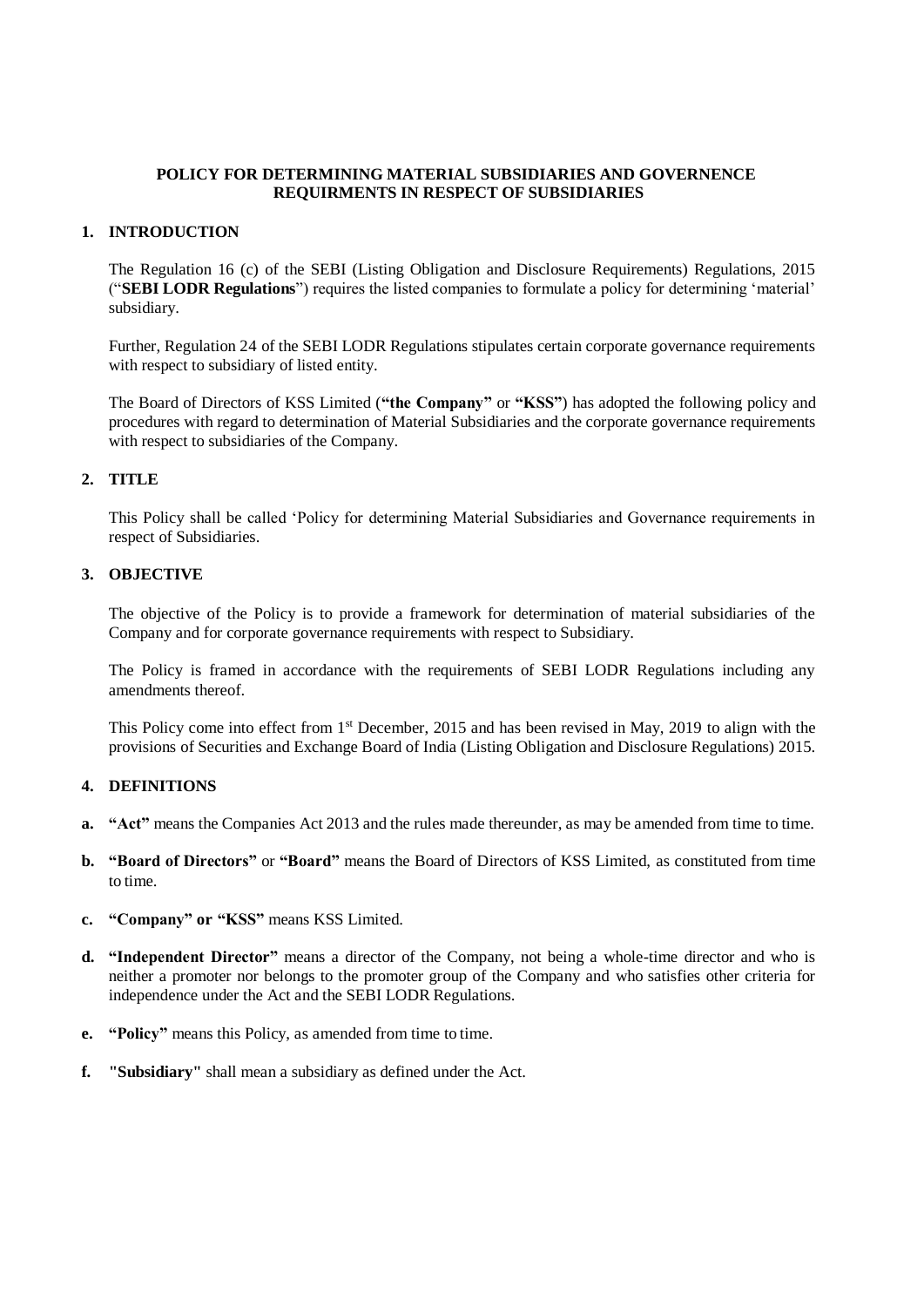# POLICY FOR DETERMINING MATERIAL SUBSIDIARIES AND GOVERNENCE REQUIRMENTS IN RESPECT OF SUBSIDIARIES

## 1. INTRODUCTION

The Regulation 16 (c) of the SEBI (Listing Obligation and Disclosure Requirements) Regulations, 2015 ("**SEBI LODR Regulations**") requires the listed companies to formulate a policy for determining 'material' subsidiary.

Further, Regulation 24 of the SEBI LODR Regulations stipulates certain corporate governance requirements with respect to subsidiary of listed entity.

The Board of Directors of KSS Limited (**"the Company"** or **"KSS"**) has adopted the following policy and procedures with regard to determination of Material Subsidiaries and the corporate governance requirements with respect to subsidiaries of the Company.

## 2. TITLE

This Policy shall be called 'Policy for determining Material Subsidiaries and Governance requirements in respect of Subsidiaries.

## 3. OBJECTIVE

The objective of the Policy is to provide a framework for determination of material subsidiaries of the Company and for corporate governance requirements with respect to Subsidiary.

The Policy is framed in accordance with the requirements of SEBI LODR Regulations including any amendments thereof.

This Policy come into effect from 1st December, 2015 and has been revised in May, 2019 to align with the provisions of Securities and Exchange Board of India (Listing Obligation and Disclosure Regulations) 2015.

## 4. DEFINITIONS

**a. "Act"** means the Companies Act 2013 and the rules made thereunder, as may be amended from time to time.

**b. "Board of Directors"** or **"Board"** means the Board of Directors of KSS Limited, as constituted from time to time.

**c. "Company" or "KSS"** means KSS Limited.

**d. "Independent Director"** means a director of the Company, not being a whole-time director and who is neither a promoter nor belongs to the promoter group of the Company and who satisfies other criteria for independence under the Act and the SEBI LODR Regulations.

**e. "Policy"** means this Policy, as amended from time to time.

**f. "Subsidiary"** shall mean a subsidiary as defined under the Act.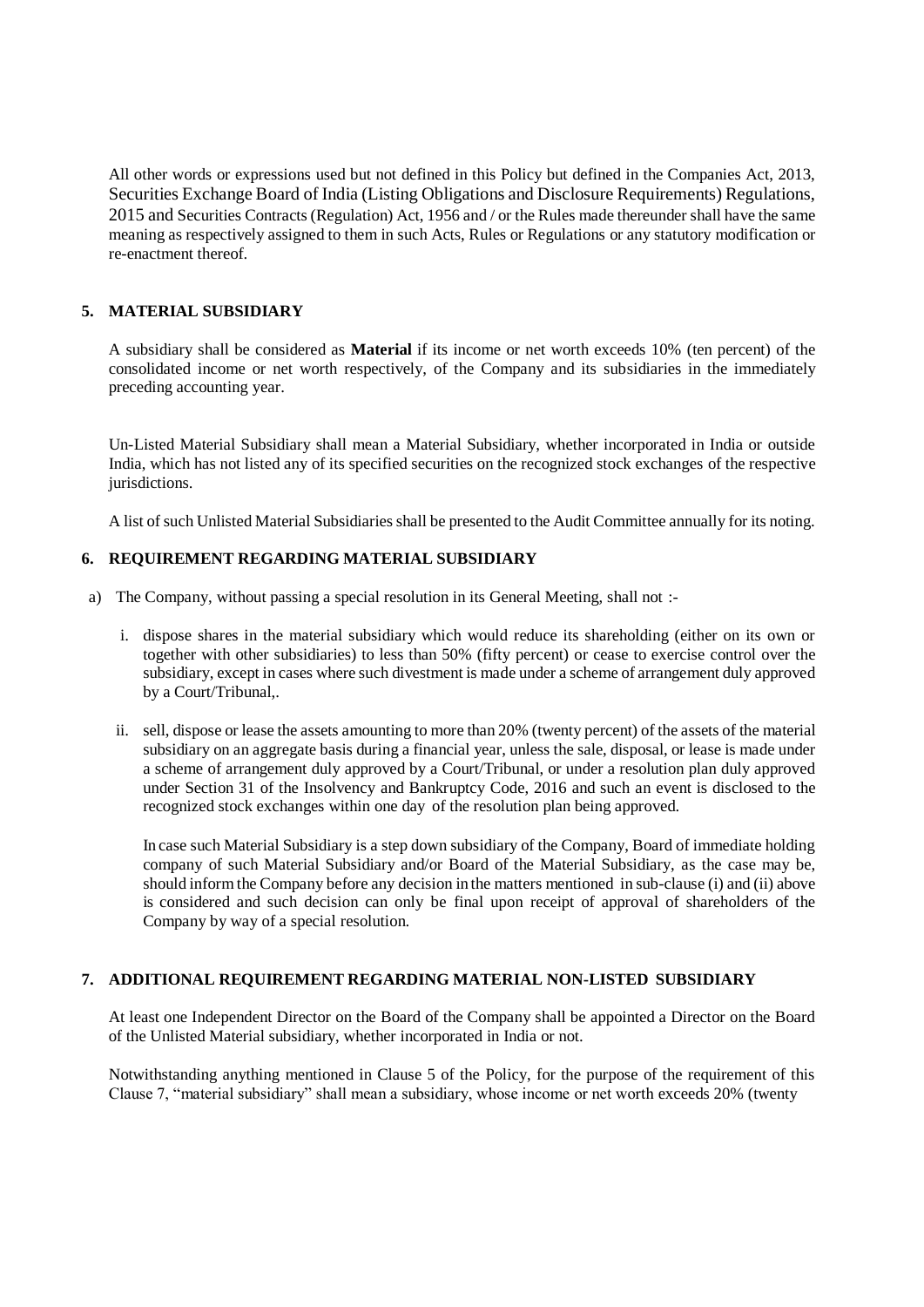All other words or expressions used but not defined in this Policy but defined in the Companies Act, 2013, Securities Exchange Board of India (Listing Obligations and Disclosure Requirements) Regulations, 2015 and Securities Contracts (Regulation) Act, 1956 and / or the Rules made thereunder shall have the same meaning as respectively assigned to them in such Acts, Rules or Regulations or any statutory modification or re-enactment thereof.

## 5. MATERIAL SUBSIDIARY

A subsidiary shall be considered as **Material** if its income or net worth exceeds 10% (ten percent) of the consolidated income or net worth respectively, of the Company and its subsidiaries in the immediately preceding accounting year.

Un-Listed Material Subsidiary shall mean a Material Subsidiary, whether incorporated in India or outside India, which has not listed any of its specified securities on the recognized stock exchanges of the respective jurisdictions.

A list of such Unlisted Material Subsidiaries shall be presented to the Audit Committee annually for its noting.

## 6. REQUIREMENT REGARDING MATERIAL SUBSIDIARY

a) The Company, without passing a special resolution in its General Meeting, shall not :-

   i. dispose shares in the material subsidiary which would reduce its shareholding (either on its own or together with other subsidiaries) to less than 50% (fifty percent) or cease to exercise control over the subsidiary, except in cases where such divestment is made under a scheme of arrangement duly approved by a Court/Tribunal,.

   ii. sell, dispose or lease the assets amounting to more than 20% (twenty percent) of the assets of the material subsidiary on an aggregate basis during a financial year, unless the sale, disposal, or lease is made under a scheme of arrangement duly approved by a Court/Tribunal, or under a resolution plan duly approved under Section 31 of the Insolvency and Bankruptcy Code, 2016 and such an event is disclosed to the recognized stock exchanges within one day of the resolution plan being approved.

   In case such Material Subsidiary is a step down subsidiary of the Company, Board of immediate holding company of such Material Subsidiary and/or Board of the Material Subsidiary, as the case may be, should inform the Company before any decision in the matters mentioned in sub-clause (i) and (ii) above is considered and such decision can only be final upon receipt of approval of shareholders of the Company by way of a special resolution.

## 7. ADDITIONAL REQUIREMENT REGARDING MATERIAL NON-LISTED SUBSIDIARY

At least one Independent Director on the Board of the Company shall be appointed a Director on the Board of the Unlisted Material subsidiary, whether incorporated in India or not.

Notwithstanding anything mentioned in Clause 5 of the Policy, for the purpose of the requirement of this Clause 7, "material subsidiary" shall mean a subsidiary, whose income or net worth exceeds 20% (twenty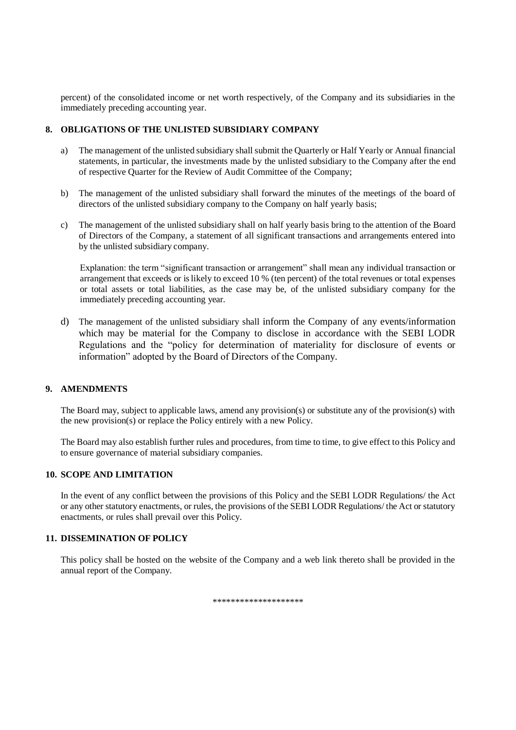percent) of the consolidated income or net worth respectively, of the Company and its subsidiaries in the immediately preceding accounting year.

## 8. OBLIGATIONS OF THE UNLISTED SUBSIDIARY COMPANY

a) The management of the unlisted subsidiary shall submit the Quarterly or Half Yearly or Annual financial statements, in particular, the investments made by the unlisted subsidiary to the Company after the end of respective Quarter for the Review of Audit Committee of the Company;

b) The management of the unlisted subsidiary shall forward the minutes of the meetings of the board of directors of the unlisted subsidiary company to the Company on half yearly basis;

c) The management of the unlisted subsidiary shall on half yearly basis bring to the attention of the Board of Directors of the Company, a statement of all significant transactions and arrangements entered into by the unlisted subsidiary company.

   Explanation: the term "significant transaction or arrangement" shall mean any individual transaction or arrangement that exceeds or is likely to exceed 10 % (ten percent) of the total revenues or total expenses or total assets or total liabilities, as the case may be, of the unlisted subsidiary company for the immediately preceding accounting year.

d) The management of the unlisted subsidiary shall inform the Company of any events/information which may be material for the Company to disclose in accordance with the SEBI LODR Regulations and the "policy for determination of materiality for disclosure of events or information" adopted by the Board of Directors of the Company.

## 9. AMENDMENTS

The Board may, subject to applicable laws, amend any provision(s) or substitute any of the provision(s) with the new provision(s) or replace the Policy entirely with a new Policy.

The Board may also establish further rules and procedures, from time to time, to give effect to this Policy and to ensure governance of material subsidiary companies.

## 10. SCOPE AND LIMITATION

In the event of any conflict between the provisions of this Policy and the SEBI LODR Regulations/ the Act or any other statutory enactments, or rules, the provisions of the SEBI LODR Regulations/ the Act or statutory enactments, or rules shall prevail over this Policy.

## 11. DISSEMINATION OF POLICY

This policy shall be hosted on the website of the Company and a web link thereto shall be provided in the annual report of the Company.

********************